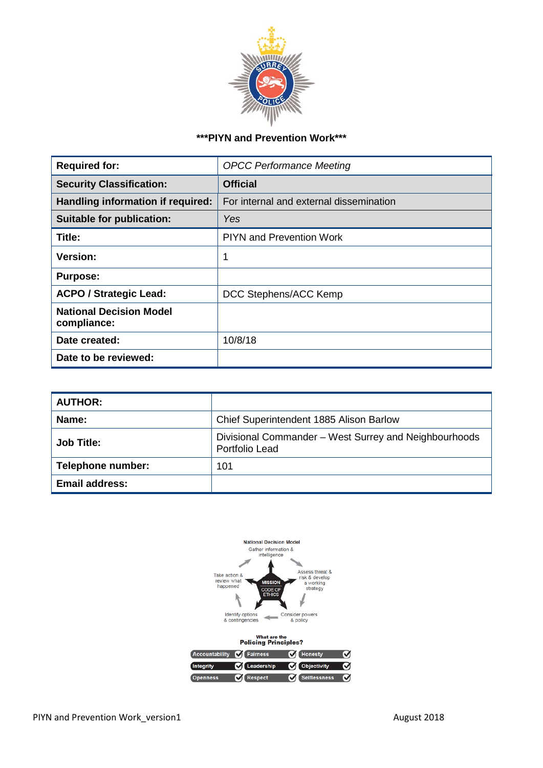***PIYN and Prevention Work***

| Required for: | *OPCC Performance Meeting* |
|---|---|
| Security Classification: | **Official** |
| Handling information if required: | For internal and external dissemination |
| Suitable for publication: | *Yes* |
| Title: | PIYN and Prevention Work |
| Version: | 1 |
| Purpose: | |
| ACPO / Strategic Lead: | DCC Stephens/ACC Kemp |
| National Decision Model compliance: | |
| Date created: | 10/8/18 |
| Date to be reviewed: | |

| AUTHOR: | |
|---|---|
| Name: | Chief Superintendent 1885 Alison Barlow |
| Job Title: | Divisional Commander – West Surrey and Neighbourhoods Portfolio Lead |
| Telephone number: | 101 |
| Email address: | |

National Decision Model

- Gather information & intelligence
- Assess threat & risk & develop a working strategy
- Consider powers & policy
- Identify options & contingencies
- Take action & review what happened

MISSION, CODE OF ETHICS

What are the Policing Principles?

| Accountability | Fairness | Honesty |
|---|---|---|
| Integrity | Leadership | Objectivity |
| Openness | Respect | Selflessness |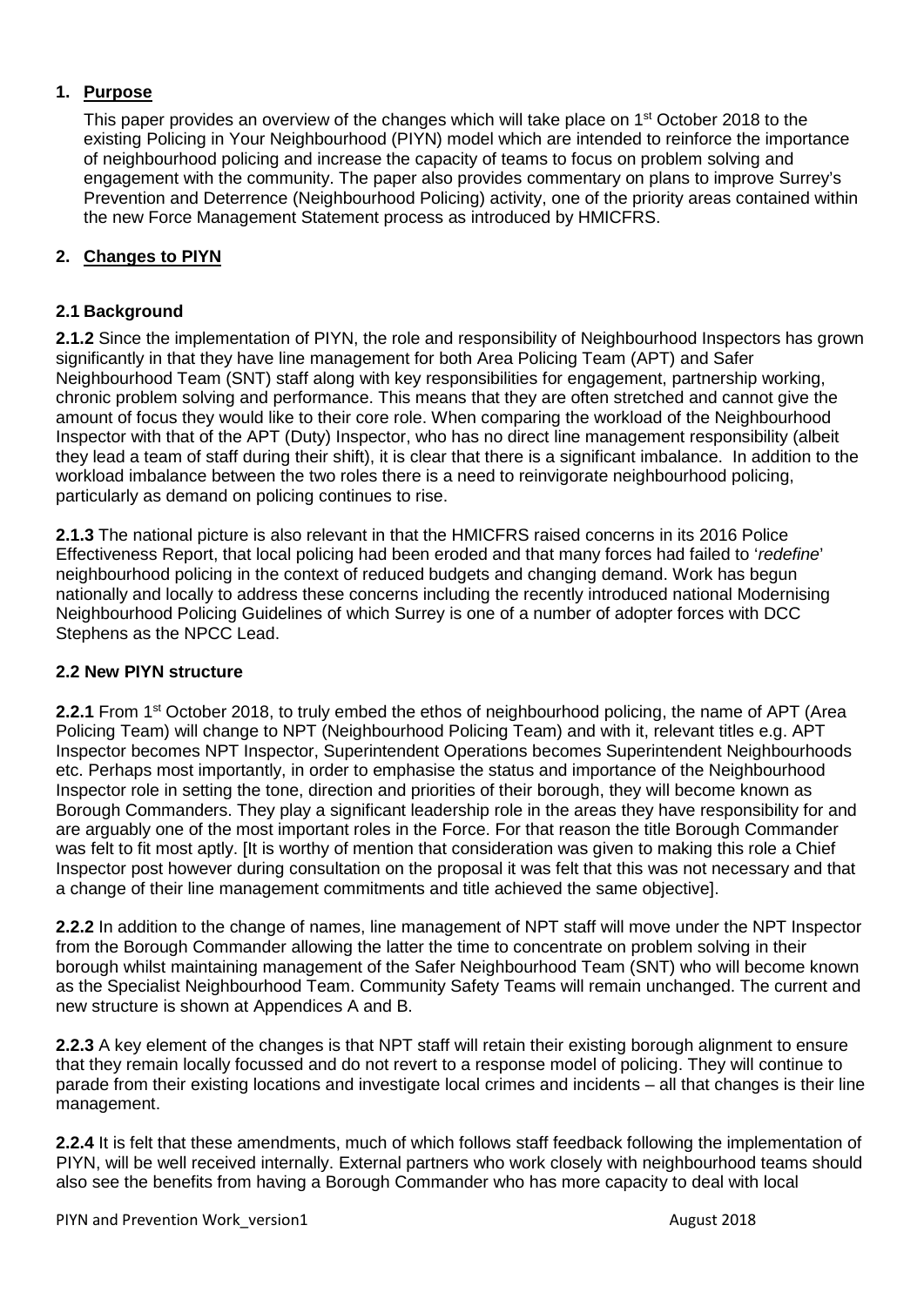## 1. Purpose

This paper provides an overview of the changes which will take place on 1st October 2018 to the existing Policing in Your Neighbourhood (PIYN) model which are intended to reinforce the importance of neighbourhood policing and increase the capacity of teams to focus on problem solving and engagement with the community. The paper also provides commentary on plans to improve Surrey's Prevention and Deterrence (Neighbourhood Policing) activity, one of the priority areas contained within the new Force Management Statement process as introduced by HMICFRS.

## 2. Changes to PIYN

### 2.1 Background

**2.1.2** Since the implementation of PIYN, the role and responsibility of Neighbourhood Inspectors has grown significantly in that they have line management for both Area Policing Team (APT) and Safer Neighbourhood Team (SNT) staff along with key responsibilities for engagement, partnership working, chronic problem solving and performance. This means that they are often stretched and cannot give the amount of focus they would like to their core role. When comparing the workload of the Neighbourhood Inspector with that of the APT (Duty) Inspector, who has no direct line management responsibility (albeit they lead a team of staff during their shift), it is clear that there is a significant imbalance. In addition to the workload imbalance between the two roles there is a need to reinvigorate neighbourhood policing, particularly as demand on policing continues to rise.

**2.1.3** The national picture is also relevant in that the HMICFRS raised concerns in its 2016 Police Effectiveness Report, that local policing had been eroded and that many forces had failed to '*redefine*' neighbourhood policing in the context of reduced budgets and changing demand. Work has begun nationally and locally to address these concerns including the recently introduced national Modernising Neighbourhood Policing Guidelines of which Surrey is one of a number of adopter forces with DCC Stephens as the NPCC Lead.

### 2.2 New PIYN structure

**2.2.1** From 1st October 2018, to truly embed the ethos of neighbourhood policing, the name of APT (Area Policing Team) will change to NPT (Neighbourhood Policing Team) and with it, relevant titles e.g. APT Inspector becomes NPT Inspector, Superintendent Operations becomes Superintendent Neighbourhoods etc. Perhaps most importantly, in order to emphasise the status and importance of the Neighbourhood Inspector role in setting the tone, direction and priorities of their borough, they will become known as Borough Commanders. They play a significant leadership role in the areas they have responsibility for and are arguably one of the most important roles in the Force. For that reason the title Borough Commander was felt to fit most aptly. [It is worthy of mention that consideration was given to making this role a Chief Inspector post however during consultation on the proposal it was felt that this was not necessary and that a change of their line management commitments and title achieved the same objective].

**2.2.2** In addition to the change of names, line management of NPT staff will move under the NPT Inspector from the Borough Commander allowing the latter the time to concentrate on problem solving in their borough whilst maintaining management of the Safer Neighbourhood Team (SNT) who will become known as the Specialist Neighbourhood Team. Community Safety Teams will remain unchanged. The current and new structure is shown at Appendices A and B.

**2.2.3** A key element of the changes is that NPT staff will retain their existing borough alignment to ensure that they remain locally focussed and do not revert to a response model of policing. They will continue to parade from their existing locations and investigate local crimes and incidents – all that changes is their line management.

**2.2.4** It is felt that these amendments, much of which follows staff feedback following the implementation of PIYN, will be well received internally. External partners who work closely with neighbourhood teams should also see the benefits from having a Borough Commander who has more capacity to deal with local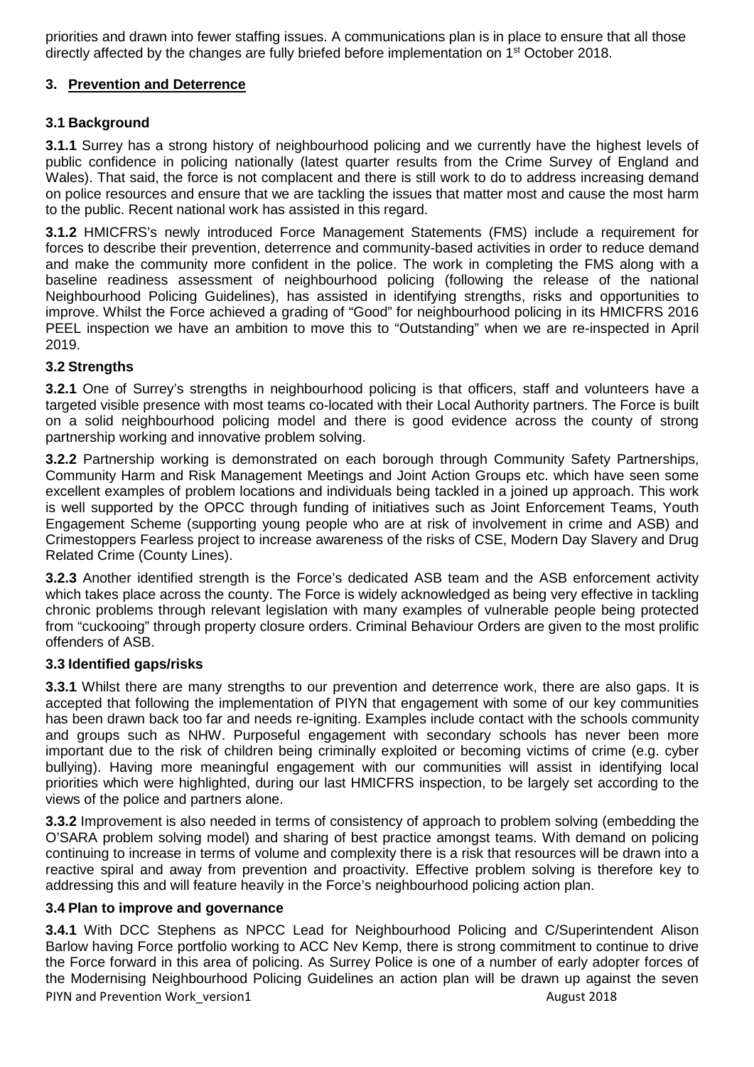priorities and drawn into fewer staffing issues. A communications plan is in place to ensure that all those directly affected by the changes are fully briefed before implementation on 1st October 2018.

## 3. Prevention and Deterrence

### 3.1 Background

**3.1.1** Surrey has a strong history of neighbourhood policing and we currently have the highest levels of public confidence in policing nationally (latest quarter results from the Crime Survey of England and Wales). That said, the force is not complacent and there is still work to do to address increasing demand on police resources and ensure that we are tackling the issues that matter most and cause the most harm to the public. Recent national work has assisted in this regard.

**3.1.2** HMICFRS's newly introduced Force Management Statements (FMS) include a requirement for forces to describe their prevention, deterrence and community-based activities in order to reduce demand and make the community more confident in the police. The work in completing the FMS along with a baseline readiness assessment of neighbourhood policing (following the release of the national Neighbourhood Policing Guidelines), has assisted in identifying strengths, risks and opportunities to improve. Whilst the Force achieved a grading of "Good" for neighbourhood policing in its HMICFRS 2016 PEEL inspection we have an ambition to move this to "Outstanding" when we are re-inspected in April 2019.

### 3.2 Strengths

**3.2.1** One of Surrey's strengths in neighbourhood policing is that officers, staff and volunteers have a targeted visible presence with most teams co-located with their Local Authority partners. The Force is built on a solid neighbourhood policing model and there is good evidence across the county of strong partnership working and innovative problem solving.

**3.2.2** Partnership working is demonstrated on each borough through Community Safety Partnerships, Community Harm and Risk Management Meetings and Joint Action Groups etc. which have seen some excellent examples of problem locations and individuals being tackled in a joined up approach. This work is well supported by the OPCC through funding of initiatives such as Joint Enforcement Teams, Youth Engagement Scheme (supporting young people who are at risk of involvement in crime and ASB) and Crimestoppers Fearless project to increase awareness of the risks of CSE, Modern Day Slavery and Drug Related Crime (County Lines).

**3.2.3** Another identified strength is the Force's dedicated ASB team and the ASB enforcement activity which takes place across the county. The Force is widely acknowledged as being very effective in tackling chronic problems through relevant legislation with many examples of vulnerable people being protected from "cuckooing" through property closure orders. Criminal Behaviour Orders are given to the most prolific offenders of ASB.

### 3.3 Identified gaps/risks

**3.3.1** Whilst there are many strengths to our prevention and deterrence work, there are also gaps. It is accepted that following the implementation of PIYN that engagement with some of our key communities has been drawn back too far and needs re-igniting. Examples include contact with the schools community and groups such as NHW. Purposeful engagement with secondary schools has never been more important due to the risk of children being criminally exploited or becoming victims of crime (e.g. cyber bullying). Having more meaningful engagement with our communities will assist in identifying local priorities which were highlighted, during our last HMICFRS inspection, to be largely set according to the views of the police and partners alone.

**3.3.2** Improvement is also needed in terms of consistency of approach to problem solving (embedding the O'SARA problem solving model) and sharing of best practice amongst teams. With demand on policing continuing to increase in terms of volume and complexity there is a risk that resources will be drawn into a reactive spiral and away from prevention and proactivity. Effective problem solving is therefore key to addressing this and will feature heavily in the Force's neighbourhood policing action plan.

### 3.4 Plan to improve and governance

**3.4.1** With DCC Stephens as NPCC Lead for Neighbourhood Policing and C/Superintendent Alison Barlow having Force portfolio working to ACC Nev Kemp, there is strong commitment to continue to drive the Force forward in this area of policing. As Surrey Police is one of a number of early adopter forces of the Modernising Neighbourhood Policing Guidelines an action plan will be drawn up against the seven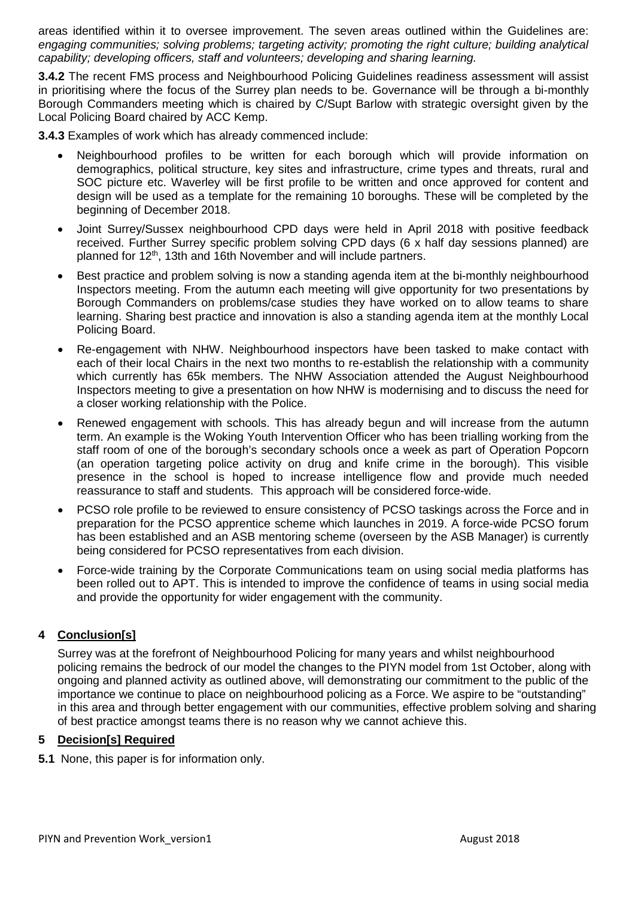areas identified within it to oversee improvement. The seven areas outlined within the Guidelines are: *engaging communities; solving problems; targeting activity; promoting the right culture; building analytical capability; developing officers, staff and volunteers; developing and sharing learning.*

**3.4.2** The recent FMS process and Neighbourhood Policing Guidelines readiness assessment will assist in prioritising where the focus of the Surrey plan needs to be. Governance will be through a bi-monthly Borough Commanders meeting which is chaired by C/Supt Barlow with strategic oversight given by the Local Policing Board chaired by ACC Kemp.

**3.4.3** Examples of work which has already commenced include:

- Neighbourhood profiles to be written for each borough which will provide information on demographics, political structure, key sites and infrastructure, crime types and threats, rural and SOC picture etc. Waverley will be first profile to be written and once approved for content and design will be used as a template for the remaining 10 boroughs. These will be completed by the beginning of December 2018.
- Joint Surrey/Sussex neighbourhood CPD days were held in April 2018 with positive feedback received. Further Surrey specific problem solving CPD days (6 x half day sessions planned) are planned for 12th, 13th and 16th November and will include partners.
- Best practice and problem solving is now a standing agenda item at the bi-monthly neighbourhood Inspectors meeting. From the autumn each meeting will give opportunity for two presentations by Borough Commanders on problems/case studies they have worked on to allow teams to share learning. Sharing best practice and innovation is also a standing agenda item at the monthly Local Policing Board.
- Re-engagement with NHW. Neighbourhood inspectors have been tasked to make contact with each of their local Chairs in the next two months to re-establish the relationship with a community which currently has 65k members. The NHW Association attended the August Neighbourhood Inspectors meeting to give a presentation on how NHW is modernising and to discuss the need for a closer working relationship with the Police.
- Renewed engagement with schools. This has already begun and will increase from the autumn term. An example is the Woking Youth Intervention Officer who has been trialling working from the staff room of one of the borough's secondary schools once a week as part of Operation Popcorn (an operation targeting police activity on drug and knife crime in the borough). This visible presence in the school is hoped to increase intelligence flow and provide much needed reassurance to staff and students. This approach will be considered force-wide.
- PCSO role profile to be reviewed to ensure consistency of PCSO taskings across the Force and in preparation for the PCSO apprentice scheme which launches in 2019. A force-wide PCSO forum has been established and an ASB mentoring scheme (overseen by the ASB Manager) is currently being considered for PCSO representatives from each division.
- Force-wide training by the Corporate Communications team on using social media platforms has been rolled out to APT. This is intended to improve the confidence of teams in using social media and provide the opportunity for wider engagement with the community.

## 4 Conclusion[s]

Surrey was at the forefront of Neighbourhood Policing for many years and whilst neighbourhood policing remains the bedrock of our model the changes to the PIYN model from 1st October, along with ongoing and planned activity as outlined above, will demonstrating our commitment to the public of the importance we continue to place on neighbourhood policing as a Force. We aspire to be "outstanding" in this area and through better engagement with our communities, effective problem solving and sharing of best practice amongst teams there is no reason why we cannot achieve this.

## 5 Decision[s] Required

**5.1** None, this paper is for information only.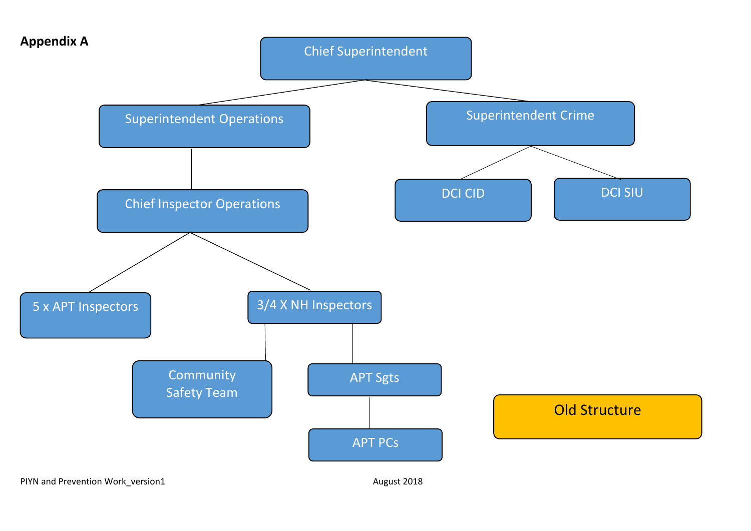**Appendix A**

- Chief Superintendent
  - Superintendent Operations
    - Chief Inspector Operations
      - 5 x APT Inspectors
      - 3/4 X NH Inspectors
        - Community Safety Team
        - APT Sgts
          - APT PCs
  - Superintendent Crime
    - DCI CID
    - DCI SIU

Old Structure

PIYN and Prevention Work_version1

August 2018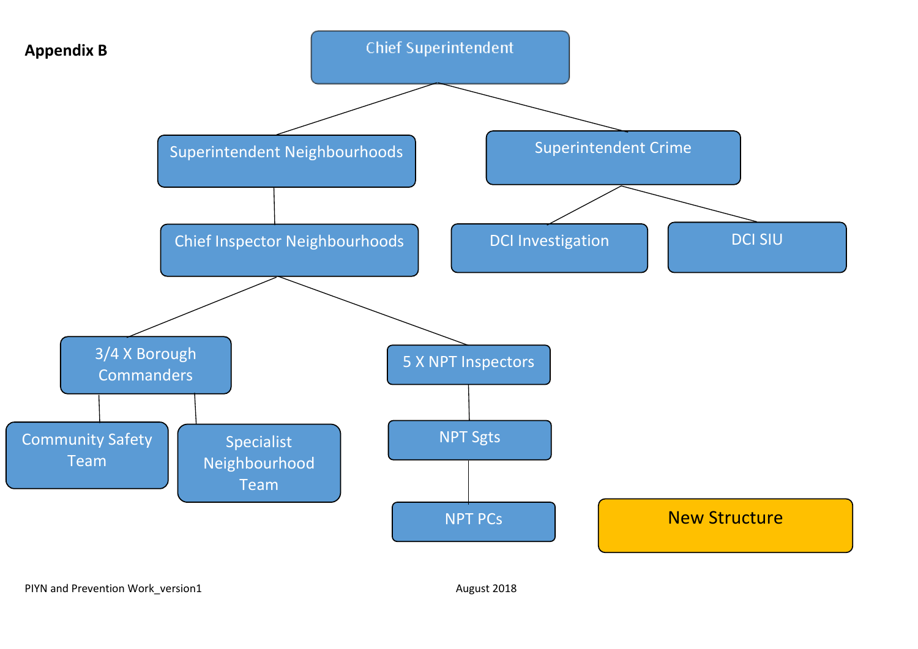**Appendix B**

Chief Superintendent

Superintendent Neighbourhoods

Superintendent Crime

Chief Inspector Neighbourhoods

DCI Investigation

DCI SIU

3/4 X Borough Commanders

5 X NPT Inspectors

Community Safety Team

Specialist Neighbourhood Team

NPT Sgts

NPT PCs

New Structure

PIYN and Prevention Work_version1

August 2018